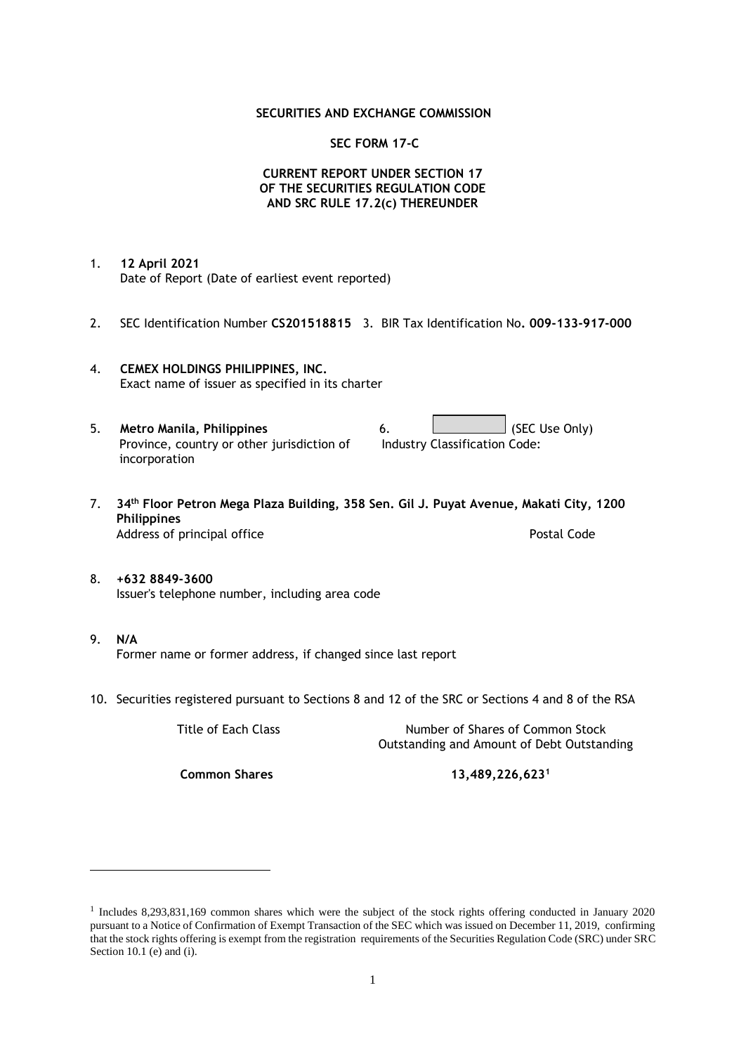**SECURITIES AND EXCHANGE COMMISSION**

**SEC FORM 17-C**

**CURRENT REPORT UNDER SECTION 17 OF THE SECURITIES REGULATION CODE AND SRC RULE 17.2(c) THEREUNDER**

1. **12 April 2021**
   Date of Report (Date of earliest event reported)

2. SEC Identification Number **CS201518815** 3. BIR Tax Identification No**. 009-133-917-000**

4. **CEMEX HOLDINGS PHILIPPINES, INC.**
   Exact name of issuer as specified in its charter

5. **Metro Manila, Philippines**
   Province, country or other jurisdiction of incorporation

6. (SEC Use Only)
   Industry Classification Code:

7. **34th Floor Petron Mega Plaza Building, 358 Sen. Gil J. Puyat Avenue, Makati City, 1200 Philippines**
   Address of principal office | Postal Code

8. **+632 8849-3600**
   Issuer's telephone number, including area code

9. **N/A**
   Former name or former address, if changed since last report

10. Securities registered pursuant to Sections 8 and 12 of the SRC or Sections 4 and 8 of the RSA

| Title of Each Class | Number of Shares of Common Stock Outstanding and Amount of Debt Outstanding |
|---|---|
| **Common Shares** | **13,489,226,623**[1] |

---

[1] Includes 8,293,831,169 common shares which were the subject of the stock rights offering conducted in January 2020 pursuant to a Notice of Confirmation of Exempt Transaction of the SEC which was issued on December 11, 2019, confirming that the stock rights offering is exempt from the registration requirements of the Securities Regulation Code (SRC) under SRC Section 10.1 (e) and (i).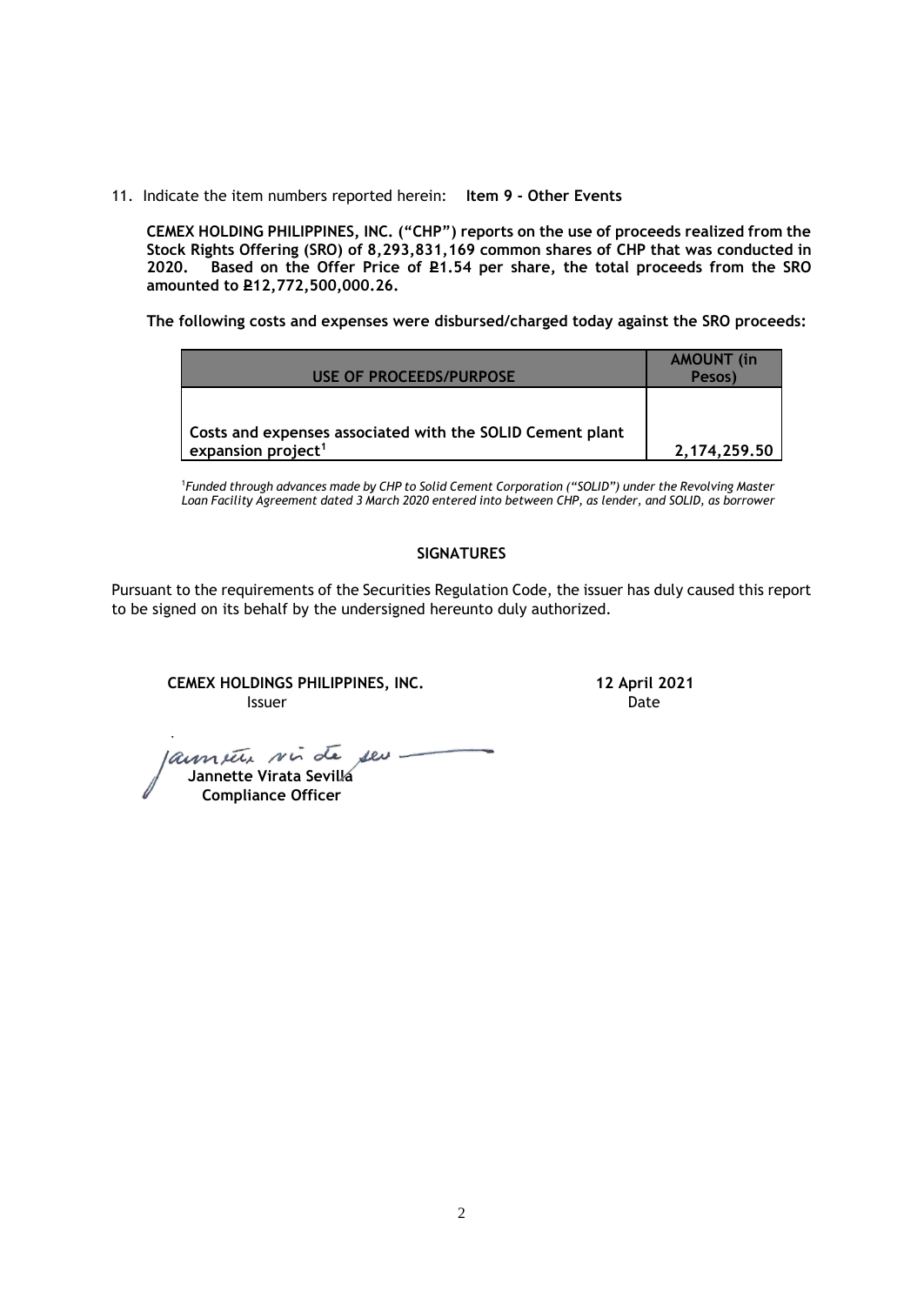11. Indicate the item numbers reported herein: **Item 9 - Other Events**

**CEMEX HOLDING PHILIPPINES, INC. ("CHP") reports on the use of proceeds realized from the Stock Rights Offering (SRO) of 8,293,831,169 common shares of CHP that was conducted in 2020. Based on the Offer Price of ₽1.54 per share, the total proceeds from the SRO amounted to ₽12,772,500,000.26.**

**The following costs and expenses were disbursed/charged today against the SRO proceeds:**

| USE OF PROCEEDS/PURPOSE | AMOUNT (in Pesos) |
|---|---|
| Costs and expenses associated with the SOLID Cement plant expansion project[1] | 2,174,259.50 |

[1]*Funded through advances made by CHP to Solid Cement Corporation ("SOLID") under the Revolving Master Loan Facility Agreement dated 3 March 2020 entered into between CHP, as lender, and SOLID, as borrower*

**SIGNATURES**

Pursuant to the requirements of the Securities Regulation Code, the issuer has duly caused this report to be signed on its behalf by the undersigned hereunto duly authorized.

**CEMEX HOLDINGS PHILIPPINES, INC.**
Issuer

**12 April 2021**
Date

**Jannette Virata Sevilla**
**Compliance Officer**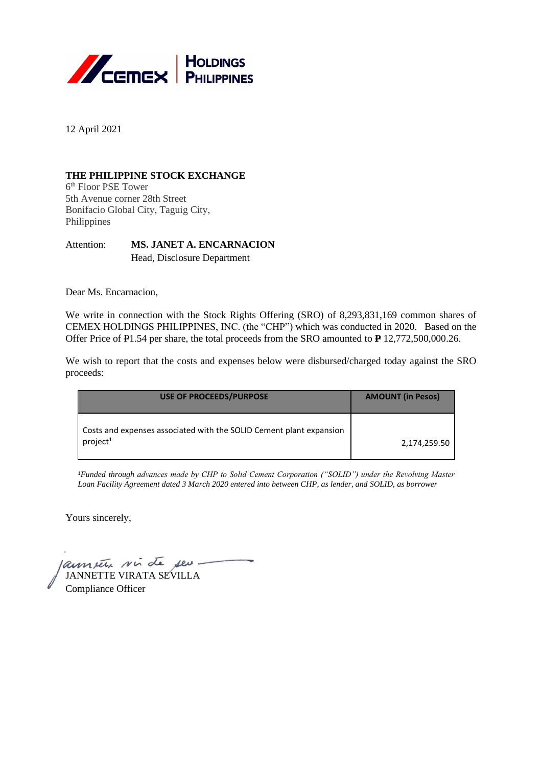12 April 2021

**THE PHILIPPINE STOCK EXCHANGE**
6th Floor PSE Tower
5th Avenue corner 28th Street
Bonifacio Global City, Taguig City,
Philippines

Attention: **MS. JANET A. ENCARNACION**
Head, Disclosure Department

Dear Ms. Encarnacion,

We write in connection with the Stock Rights Offering (SRO) of 8,293,831,169 common shares of CEMEX HOLDINGS PHILIPPINES, INC. (the "CHP") which was conducted in 2020. Based on the Offer Price of ₱1.54 per share, the total proceeds from the SRO amounted to **₱** 12,772,500,000.26.

We wish to report that the costs and expenses below were disbursed/charged today against the SRO proceeds:

| USE OF PROCEEDS/PURPOSE | AMOUNT (in Pesos) |
|---|---|
| Costs and expenses associated with the SOLID Cement plant expansion project[1] | 2,174,259.50 |

[1]*Funded through advances made by CHP to Solid Cement Corporation ("SOLID") under the Revolving Master Loan Facility Agreement dated 3 March 2020 entered into between CHP, as lender, and SOLID, as borrower*

Yours sincerely,

JANNETTE VIRATA SEVILLA
Compliance Officer